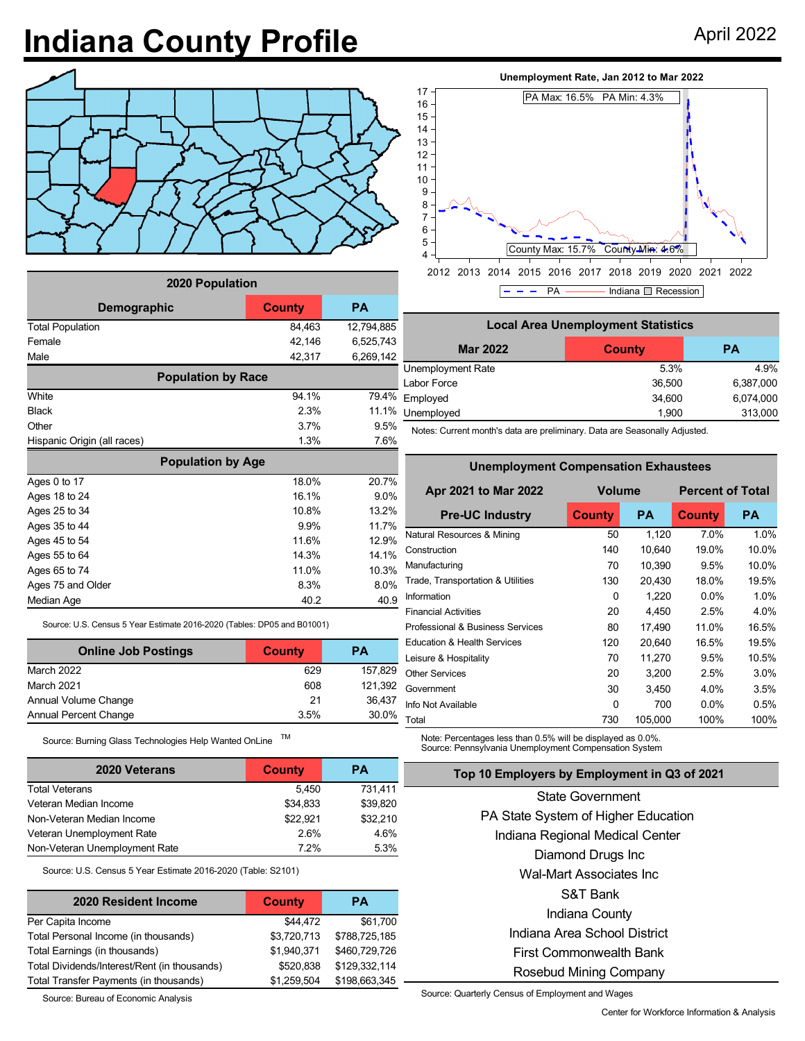# Indiana County Profile

April 2022

## 2020 Population

| Demographic | County | PA |
|---|---|---|
| Total Population | 84,463 | 12,794,885 |
| Female | 42,146 | 6,525,743 |
| Male | 42,317 | 6,269,142 |
| **Population by Race** | | |
| White | 94.1% | 79.4% |
| Black | 2.3% | 11.1% |
| Other | 3.7% | 9.5% |
| Hispanic Origin (all races) | 1.3% | 7.6% |
| **Population by Age** | | |
| Ages 0 to 17 | 18.0% | 20.7% |
| Ages 18 to 24 | 16.1% | 9.0% |
| Ages 25 to 34 | 10.8% | 13.2% |
| Ages 35 to 44 | 9.9% | 11.7% |
| Ages 45 to 54 | 11.6% | 12.9% |
| Ages 55 to 64 | 14.3% | 14.1% |
| Ages 65 to 74 | 11.0% | 10.3% |
| Ages 75 and Older | 8.3% | 8.0% |
| Median Age | 40.2 | 40.9 |

Source: U.S. Census 5 Year Estimate 2016-2020 (Tables: DP05 and B01001)

| Online Job Postings | County | PA |
|---|---|---|
| March 2022 | 629 | 157,829 |
| March 2021 | 608 | 121,392 |
| Annual Volume Change | 21 | 36,437 |
| Annual Percent Change | 3.5% | 30.0% |

Source: Burning Glass Technologies Help Wanted OnLine TM

| 2020 Veterans | County | PA |
|---|---|---|
| Total Veterans | 5,450 | 731,411 |
| Veteran Median Income | $34,833 | $39,820 |
| Non-Veteran Median Income | $22,921 | $32,210 |
| Veteran Unemployment Rate | 2.6% | 4.6% |
| Non-Veteran Unemployment Rate | 7.2% | 5.3% |

Source: U.S. Census 5 Year Estimate 2016-2020 (Table: S2101)

| 2020 Resident Income | County | PA |
|---|---|---|
| Per Capita Income | $44,472 | $61,700 |
| Total Personal Income (in thousands) | $3,720,713 | $788,725,185 |
| Total Earnings (in thousands) | $1,940,371 | $460,729,726 |
| Total Dividends/Interest/Rent (in thousands) | $520,838 | $129,332,114 |
| Total Transfer Payments (in thousands) | $1,259,504 | $198,663,345 |

Source: Bureau of Economic Analysis

## Unemployment Rate, Jan 2012 to Mar 2022

PA Max: 16.5% PA Min: 4.3%

County Max: 15.7% County Min: 4.6%

PA — Indiana — Recession

## Local Area Unemployment Statistics

| Mar 2022 | County | PA |
|---|---|---|
| Unemployment Rate | 5.3% | 4.9% |
| Labor Force | 36,500 | 6,387,000 |
| Employed | 34,600 | 6,074,000 |
| Unemployed | 1,900 | 313,000 |

Notes: Current month's data are preliminary. Data are Seasonally Adjusted.

## Unemployment Compensation Exhaustees

| Apr 2021 to Mar 2022 | Volume | | Percent of Total | |
|---|---|---|---|---|
| Pre-UC Industry | County | PA | County | PA |
| Natural Resources & Mining | 50 | 1,120 | 7.0% | 1.0% |
| Construction | 140 | 10,640 | 19.0% | 10.0% |
| Manufacturing | 70 | 10,390 | 9.5% | 10.0% |
| Trade, Transportation & Utilities | 130 | 20,430 | 18.0% | 19.5% |
| Information | 0 | 1,220 | 0.0% | 1.0% |
| Financial Activities | 20 | 4,450 | 2.5% | 4.0% |
| Professional & Business Services | 80 | 17,490 | 11.0% | 16.5% |
| Education & Health Services | 120 | 20,640 | 16.5% | 19.5% |
| Leisure & Hospitality | 70 | 11,270 | 9.5% | 10.5% |
| Other Services | 20 | 3,200 | 2.5% | 3.0% |
| Government | 30 | 3,450 | 4.0% | 3.5% |
| Info Not Available | 0 | 700 | 0.0% | 0.5% |
| Total | 730 | 105,000 | 100% | 100% |

Note: Percentages less than 0.5% will be displayed as 0.0%.
Source: Pennsylvania Unemployment Compensation System

## Top 10 Employers by Employment in Q3 of 2021

State Government
PA State System of Higher Education
Indiana Regional Medical Center
Diamond Drugs Inc
Wal-Mart Associates Inc
S&T Bank
Indiana County
Indiana Area School District
First Commonwealth Bank
Rosebud Mining Company

Source: Quarterly Census of Employment and Wages

Center for Workforce Information & Analysis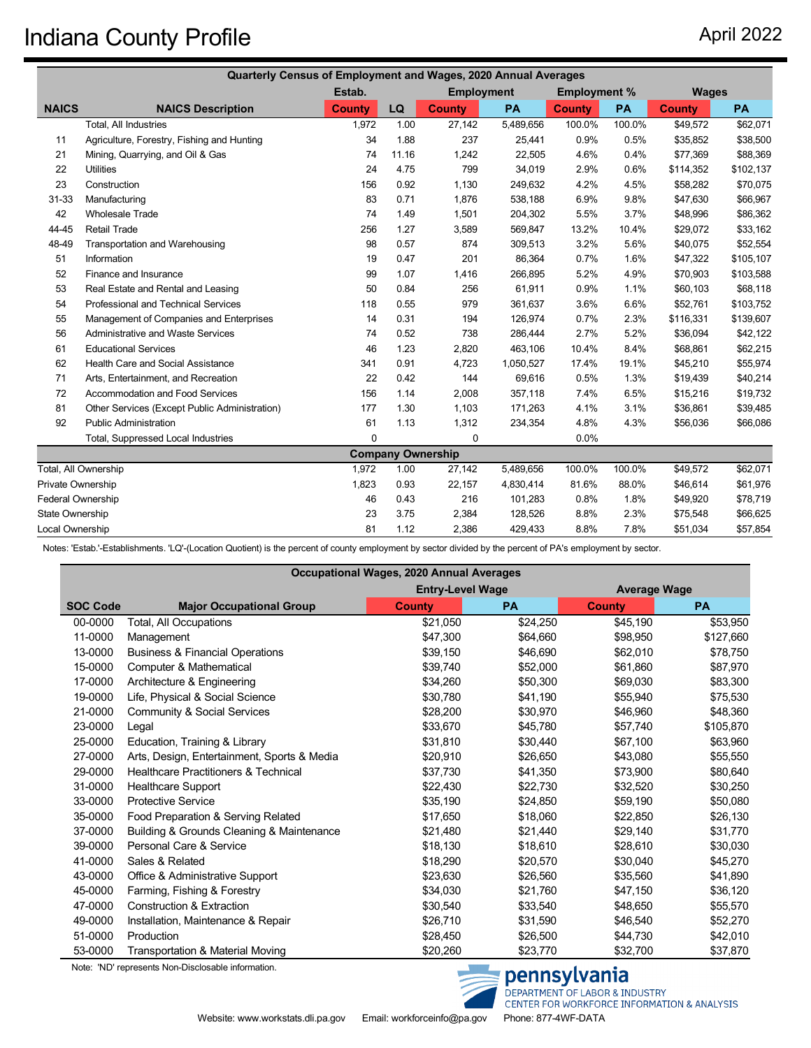# Indiana County Profile

April 2022

| NAICS | NAICS Description | Estab. | | Employment | | Employment % | | Wages | |
|---|---|---|---|---|---|---|---|---|---|
| | | County | LQ | County | PA | County | PA | County | PA |
| | **Quarterly Census of Employment and Wages, 2020 Annual Averages** | | | | | | | | |
| | Total, All Industries | 1,972 | 1.00 | 27,142 | 5,489,656 | 100.0% | 100.0% | $49,572 | $62,071 |
| 11 | Agriculture, Forestry, Fishing and Hunting | 34 | 1.88 | 237 | 25,441 | 0.9% | 0.5% | $35,852 | $38,500 |
| 21 | Mining, Quarrying, and Oil & Gas | 74 | 11.16 | 1,242 | 22,505 | 4.6% | 0.4% | $77,369 | $88,369 |
| 22 | Utilities | 24 | 4.75 | 799 | 34,019 | 2.9% | 0.6% | $114,352 | $102,137 |
| 23 | Construction | 156 | 0.92 | 1,130 | 249,632 | 4.2% | 4.5% | $58,282 | $70,075 |
| 31-33 | Manufacturing | 83 | 0.71 | 1,876 | 538,188 | 6.9% | 9.8% | $47,630 | $66,967 |
| 42 | Wholesale Trade | 74 | 1.49 | 1,501 | 204,302 | 5.5% | 3.7% | $48,996 | $86,362 |
| 44-45 | Retail Trade | 256 | 1.27 | 3,589 | 569,847 | 13.2% | 10.4% | $29,072 | $33,162 |
| 48-49 | Transportation and Warehousing | 98 | 0.57 | 874 | 309,513 | 3.2% | 5.6% | $40,075 | $52,554 |
| 51 | Information | 19 | 0.47 | 201 | 86,364 | 0.7% | 1.6% | $47,322 | $105,107 |
| 52 | Finance and Insurance | 99 | 1.07 | 1,416 | 266,895 | 5.2% | 4.9% | $70,903 | $103,588 |
| 53 | Real Estate and Rental and Leasing | 50 | 0.84 | 256 | 61,911 | 0.9% | 1.1% | $60,103 | $68,118 |
| 54 | Professional and Technical Services | 118 | 0.55 | 979 | 361,637 | 3.6% | 6.6% | $52,761 | $103,752 |
| 55 | Management of Companies and Enterprises | 14 | 0.31 | 194 | 126,974 | 0.7% | 2.3% | $116,331 | $139,607 |
| 56 | Administrative and Waste Services | 74 | 0.52 | 738 | 286,444 | 2.7% | 5.2% | $36,094 | $42,122 |
| 61 | Educational Services | 46 | 1.23 | 2,820 | 463,106 | 10.4% | 8.4% | $68,861 | $62,215 |
| 62 | Health Care and Social Assistance | 341 | 0.91 | 4,723 | 1,050,527 | 17.4% | 19.1% | $45,210 | $55,974 |
| 71 | Arts, Entertainment, and Recreation | 22 | 0.42 | 144 | 69,616 | 0.5% | 1.3% | $19,439 | $40,214 |
| 72 | Accommodation and Food Services | 156 | 1.14 | 2,008 | 357,118 | 7.4% | 6.5% | $15,216 | $19,732 |
| 81 | Other Services (Except Public Administration) | 177 | 1.30 | 1,103 | 171,263 | 4.1% | 3.1% | $36,861 | $39,485 |
| 92 | Public Administration | 61 | 1.13 | 1,312 | 234,354 | 4.8% | 4.3% | $56,036 | $66,086 |
| | Total, Suppressed Local Industries | 0 | | 0 | | 0.0% | | | |
| | **Company Ownership** | | | | | | | | |
| | Total, All Ownership | 1,972 | 1.00 | 27,142 | 5,489,656 | 100.0% | 100.0% | $49,572 | $62,071 |
| | Private Ownership | 1,823 | 0.93 | 22,157 | 4,830,414 | 81.6% | 88.0% | $46,614 | $61,976 |
| | Federal Ownership | 46 | 0.43 | 216 | 101,283 | 0.8% | 1.8% | $49,920 | $78,719 |
| | State Ownership | 23 | 3.75 | 2,384 | 128,526 | 8.8% | 2.3% | $75,548 | $66,625 |
| | Local Ownership | 81 | 1.12 | 2,386 | 429,433 | 8.8% | 7.8% | $51,034 | $57,854 |

Notes: 'Estab.'-Establishments. 'LQ'-(Location Quotient) is the percent of county employment by sector divided by the percent of PA's employment by sector.

**Occupational Wages, 2020 Annual Averages**

| SOC Code | Major Occupational Group | Entry-Level Wage | | Average Wage | |
|---|---|---|---|---|---|
| | | County | PA | County | PA |
| 00-0000 | Total, All Occupations | $21,050 | $24,250 | $45,190 | $53,950 |
| 11-0000 | Management | $47,300 | $64,660 | $98,950 | $127,660 |
| 13-0000 | Business & Financial Operations | $39,150 | $46,690 | $62,010 | $78,750 |
| 15-0000 | Computer & Mathematical | $39,740 | $52,000 | $61,860 | $87,970 |
| 17-0000 | Architecture & Engineering | $34,260 | $50,300 | $69,030 | $83,300 |
| 19-0000 | Life, Physical & Social Science | $30,780 | $41,190 | $55,940 | $75,530 |
| 21-0000 | Community & Social Services | $28,200 | $30,970 | $46,960 | $48,360 |
| 23-0000 | Legal | $33,670 | $45,780 | $57,740 | $105,870 |
| 25-0000 | Education, Training & Library | $31,810 | $30,440 | $67,100 | $63,960 |
| 27-0000 | Arts, Design, Entertainment, Sports & Media | $20,910 | $26,650 | $43,080 | $55,550 |
| 29-0000 | Healthcare Practitioners & Technical | $37,730 | $41,350 | $73,900 | $80,640 |
| 31-0000 | Healthcare Support | $22,430 | $22,730 | $32,520 | $30,250 |
| 33-0000 | Protective Service | $35,190 | $24,850 | $59,190 | $50,080 |
| 35-0000 | Food Preparation & Serving Related | $17,650 | $18,060 | $22,850 | $26,130 |
| 37-0000 | Building & Grounds Cleaning & Maintenance | $21,480 | $21,440 | $29,140 | $31,770 |
| 39-0000 | Personal Care & Service | $18,130 | $18,610 | $28,610 | $30,030 |
| 41-0000 | Sales & Related | $18,290 | $20,570 | $30,040 | $45,270 |
| 43-0000 | Office & Administrative Support | $23,630 | $26,560 | $35,560 | $41,890 |
| 45-0000 | Farming, Fishing & Forestry | $34,030 | $21,760 | $47,150 | $36,120 |
| 47-0000 | Construction & Extraction | $30,540 | $33,540 | $48,650 | $55,570 |
| 49-0000 | Installation, Maintenance & Repair | $26,710 | $31,590 | $46,540 | $52,270 |
| 51-0000 | Production | $28,450 | $26,500 | $44,730 | $42,010 |
| 53-0000 | Transportation & Material Moving | $20,260 | $23,770 | $32,700 | $37,870 |

Note: 'ND' represents Non-Disclosable information.

pennsylvania
DEPARTMENT OF LABOR & INDUSTRY
CENTER FOR WORKFORCE INFORMATION & ANALYSIS

Website: www.workstats.dli.pa.gov Email: workforceinfo@pa.gov Phone: 877-4WF-DATA